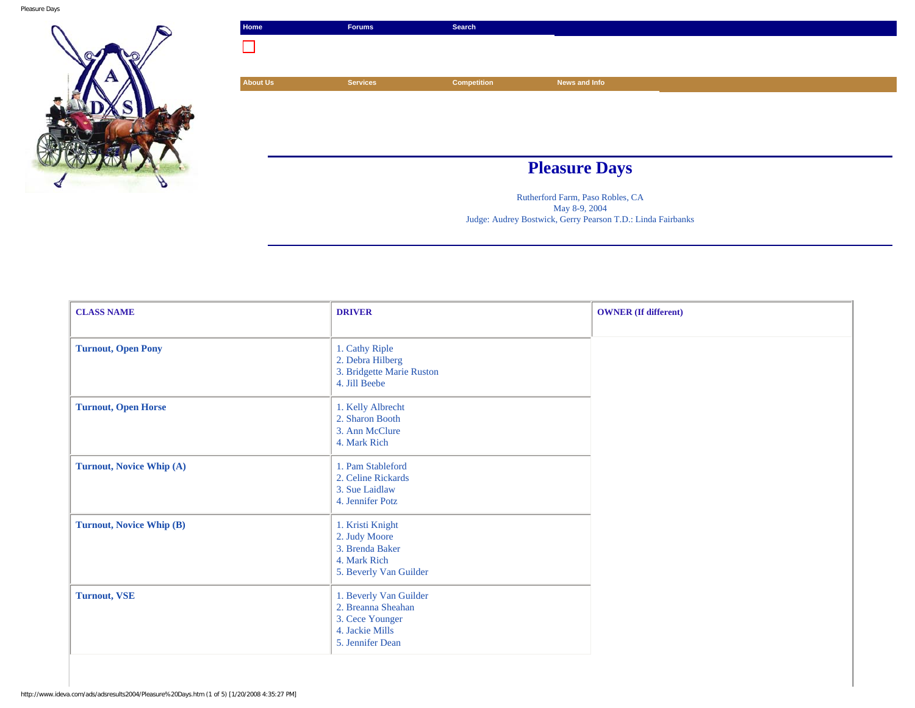Home | Forums | Search

About Us | Services | Competition | News and Info

# Pleasure Days

Rutherford Farm, Paso Robles, CA
May 8-9, 2004
Judge: Audrey Bostwick, Gerry Pearson T.D.: Linda Fairbanks

| CLASS NAME | DRIVER | OWNER (If different) |
|---|---|---|
| **Turnout, Open Pony** | 1. Cathy Riple<br>2. Debra Hilberg<br>3. Bridgette Marie Ruston<br>4. Jill Beebe | |
| **Turnout, Open Horse** | 1. Kelly Albrecht<br>2. Sharon Booth<br>3. Ann McClure<br>4. Mark Rich | |
| **Turnout, Novice Whip (A)** | 1. Pam Stableford<br>2. Celine Rickards<br>3. Sue Laidlaw<br>4. Jennifer Potz | |
| **Turnout, Novice Whip (B)** | 1. Kristi Knight<br>2. Judy Moore<br>3. Brenda Baker<br>4. Mark Rich<br>5. Beverly Van Guilder | |
| **Turnout, VSE** | 1. Beverly Van Guilder<br>2. Breanna Sheahan<br>3. Cece Younger<br>4. Jackie Mills<br>5. Jennifer Dean | |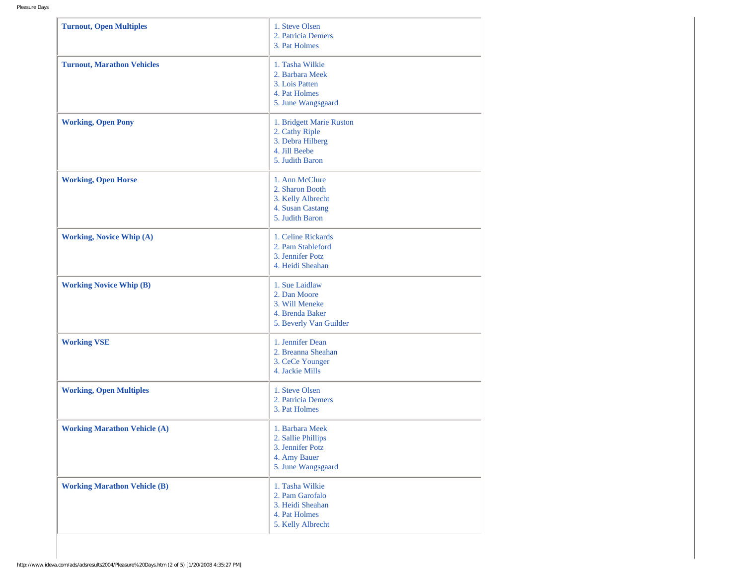| | |
|---|---|
| **Turnout, Open Multiples** | 1. Steve Olsen<br>2. Patricia Demers<br>3. Pat Holmes |
| **Turnout, Marathon Vehicles** | 1. Tasha Wilkie<br>2. Barbara Meek<br>3. Lois Patten<br>4. Pat Holmes<br>5. June Wangsgaard |
| **Working, Open Pony** | 1. Bridgett Marie Ruston<br>2. Cathy Riple<br>3. Debra Hilberg<br>4. Jill Beebe<br>5. Judith Baron |
| **Working, Open Horse** | 1. Ann McClure<br>2. Sharon Booth<br>3. Kelly Albrecht<br>4. Susan Castang<br>5. Judith Baron |
| **Working, Novice Whip (A)** | 1. Celine Rickards<br>2. Pam Stableford<br>3. Jennifer Potz<br>4. Heidi Sheahan |
| **Working Novice Whip (B)** | 1. Sue Laidlaw<br>2. Dan Moore<br>3. Will Meneke<br>4. Brenda Baker<br>5. Beverly Van Guilder |
| **Working VSE** | 1. Jennifer Dean<br>2. Breanna Sheahan<br>3. CeCe Younger<br>4. Jackie Mills |
| **Working, Open Multiples** | 1. Steve Olsen<br>2. Patricia Demers<br>3. Pat Holmes |
| **Working Marathon Vehicle (A)** | 1. Barbara Meek<br>2. Sallie Phillips<br>3. Jennifer Potz<br>4. Amy Bauer<br>5. June Wangsgaard |
| **Working Marathon Vehicle (B)** | 1. Tasha Wilkie<br>2. Pam Garofalo<br>3. Heidi Sheahan<br>4. Pat Holmes<br>5. Kelly Albrecht |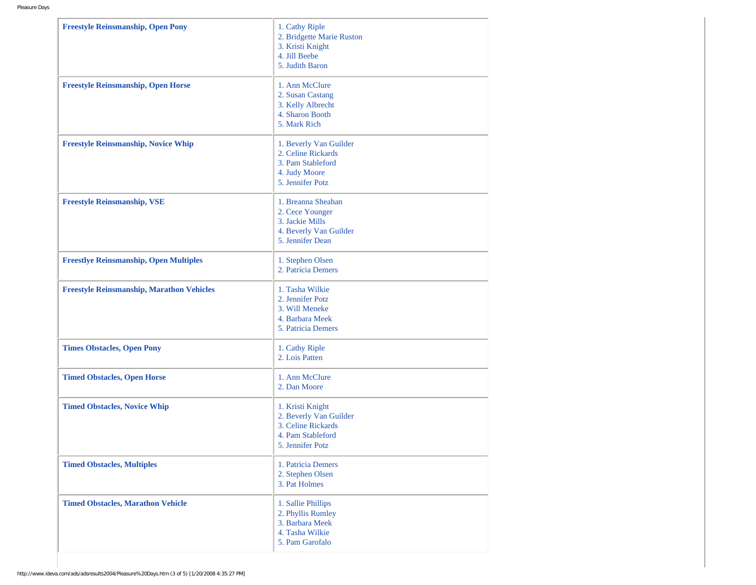| Class | Placings |
| --- | --- |
| **Freestyle Reinsmanship, Open Pony** | 1. Cathy Riple<br>2. Bridgette Marie Ruston<br>3. Kristi Knight<br>4. Jill Beebe<br>5. Judith Baron |
| **Freestyle Reinsmanship, Open Horse** | 1. Ann McClure<br>2. Susan Castang<br>3. Kelly Albrecht<br>4. Sharon Booth<br>5. Mark Rich |
| **Freestyle Reinsmanship, Novice Whip** | 1. Beverly Van Guilder<br>2. Celine Rickards<br>3. Pam Stableford<br>4. Judy Moore<br>5. Jennifer Potz |
| **Freestyle Reinsmanship, VSE** | 1. Breanna Sheahan<br>2. Cece Younger<br>3. Jackie Mills<br>4. Beverly Van Guilder<br>5. Jennifer Dean |
| **Freestlye Reinsmanship, Open Multiples** | 1. Stephen Olsen<br>2. Patricia Demers |
| **Freestyle Reinsmanship, Marathon Vehicles** | 1. Tasha Wilkie<br>2. Jennifer Potz<br>3. Will Meneke<br>4. Barbara Meek<br>5. Patricia Demers |
| **Times Obstacles, Open Pony** | 1. Cathy Riple<br>2. Lois Patten |
| **Timed Obstacles, Open Horse** | 1. Ann McClure<br>2. Dan Moore |
| **Timed Obstacles, Novice Whip** | 1. Kristi Knight<br>2. Beverly Van Guilder<br>3. Celine Rickards<br>4. Pam Stableford<br>5. Jennifer Potz |
| **Timed Obstacles, Multiples** | 1. Patricia Demers<br>2. Stephen Olsen<br>3. Pat Holmes |
| **Timed Obstacles, Marathon Vehicle** | 1. Sallie Phillips<br>2. Phyllis Rumley<br>3. Barbara Meek<br>4. Tasha Wilkie<br>5. Pam Garofalo |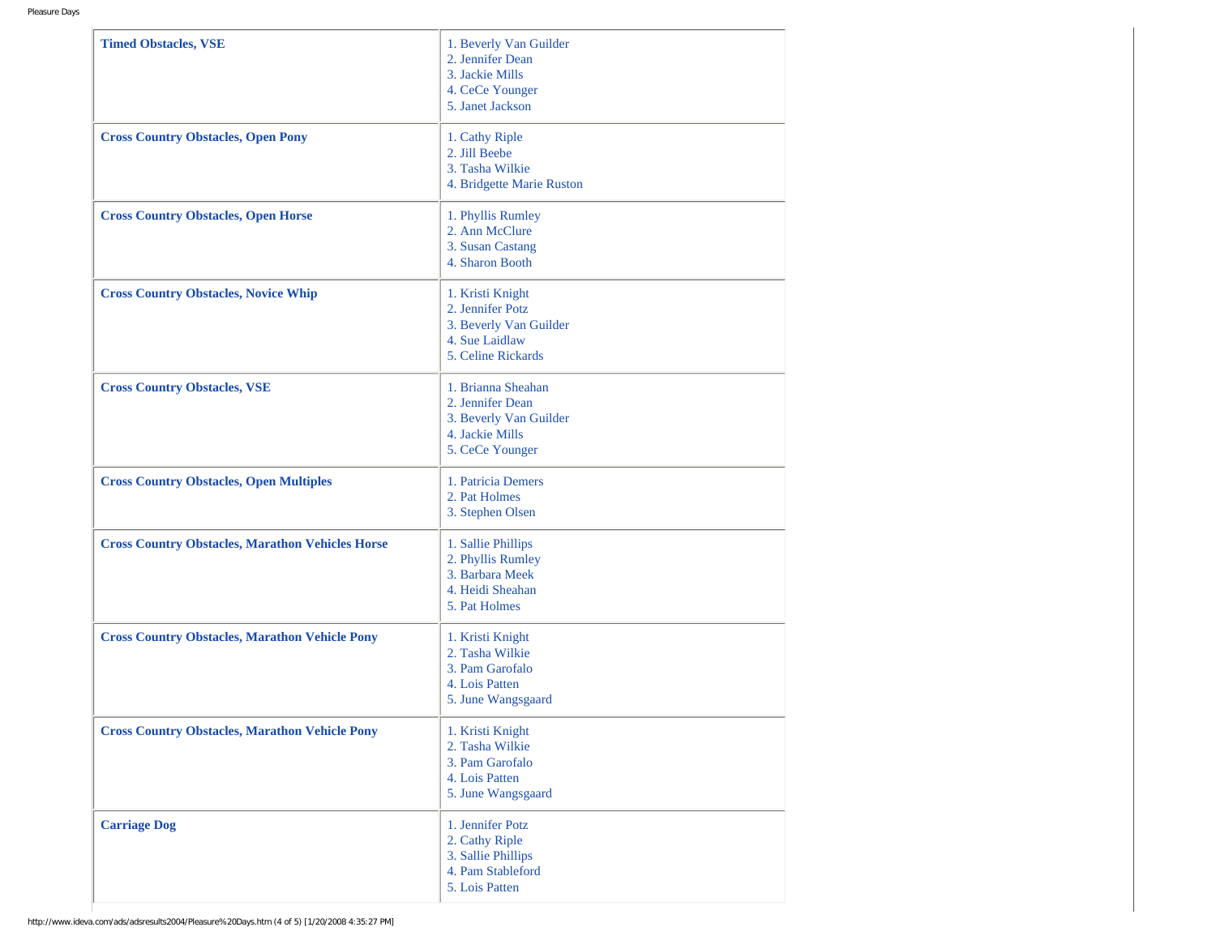| | |
|---|---|
| **Timed Obstacles, VSE** | 1. Beverly Van Guilder<br>2. Jennifer Dean<br>3. Jackie Mills<br>4. CeCe Younger<br>5. Janet Jackson |
| **Cross Country Obstacles, Open Pony** | 1. Cathy Riple<br>2. Jill Beebe<br>3. Tasha Wilkie<br>4. Bridgette Marie Ruston |
| **Cross Country Obstacles, Open Horse** | 1. Phyllis Rumley<br>2. Ann McClure<br>3. Susan Castang<br>4. Sharon Booth |
| **Cross Country Obstacles, Novice Whip** | 1. Kristi Knight<br>2. Jennifer Potz<br>3. Beverly Van Guilder<br>4. Sue Laidlaw<br>5. Celine Rickards |
| **Cross Country Obstacles, VSE** | 1. Brianna Sheahan<br>2. Jennifer Dean<br>3. Beverly Van Guilder<br>4. Jackie Mills<br>5. CeCe Younger |
| **Cross Country Obstacles, Open Multiples** | 1. Patricia Demers<br>2. Pat Holmes<br>3. Stephen Olsen |
| **Cross Country Obstacles, Marathon Vehicles Horse** | 1. Sallie Phillips<br>2. Phyllis Rumley<br>3. Barbara Meek<br>4. Heidi Sheahan<br>5. Pat Holmes |
| **Cross Country Obstacles, Marathon Vehicle Pony** | 1. Kristi Knight<br>2. Tasha Wilkie<br>3. Pam Garofalo<br>4. Lois Patten<br>5. June Wangsgaard |
| **Cross Country Obstacles, Marathon Vehicle Pony** | 1. Kristi Knight<br>2. Tasha Wilkie<br>3. Pam Garofalo<br>4. Lois Patten<br>5. June Wangsgaard |
| **Carriage Dog** | 1. Jennifer Potz<br>2. Cathy Riple<br>3. Sallie Phillips<br>4. Pam Stableford<br>5. Lois Patten |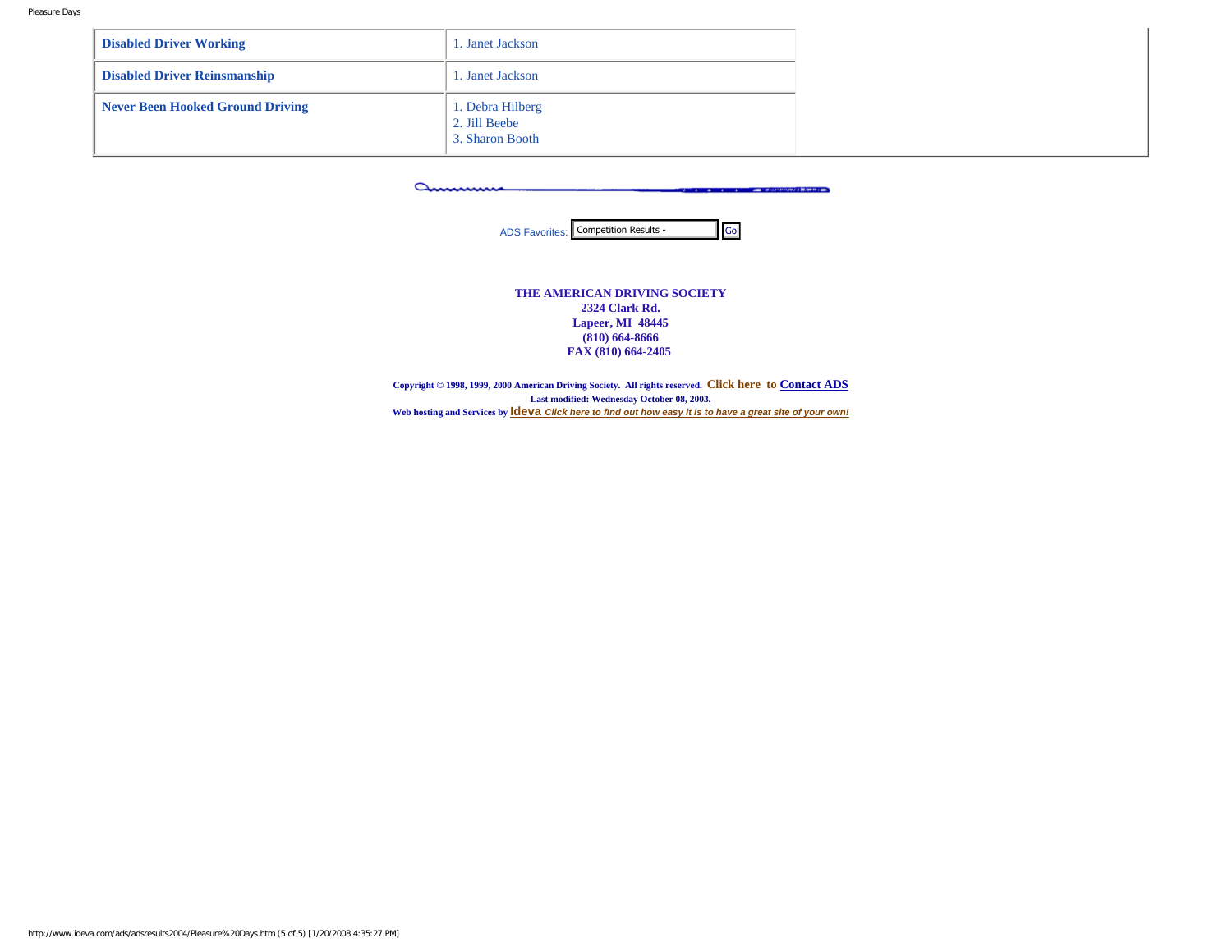| | |
|---|---|
| **Disabled Driver Working** | 1. Janet Jackson |
| **Disabled Driver Reinsmanship** | 1. Janet Jackson |
| **Never Been Hooked Ground Driving** | 1. Debra Hilberg<br>2. Jill Beebe<br>3. Sharon Booth |

ADS Favorites: Competition Results - Go

**THE AMERICAN DRIVING SOCIETY**
**2324 Clark Rd.**
**Lapeer, MI 48445**
**(810) 664-8666**
**FAX (810) 664-2405**

**Copyright © 1998, 1999, 2000 American Driving Society. All rights reserved.** **Click here to Contact ADS**
**Last modified: Wednesday October 08, 2003.**
**Web hosting and Services by Ideva** ***Click here to find out how easy it is to have a great site of your own!***